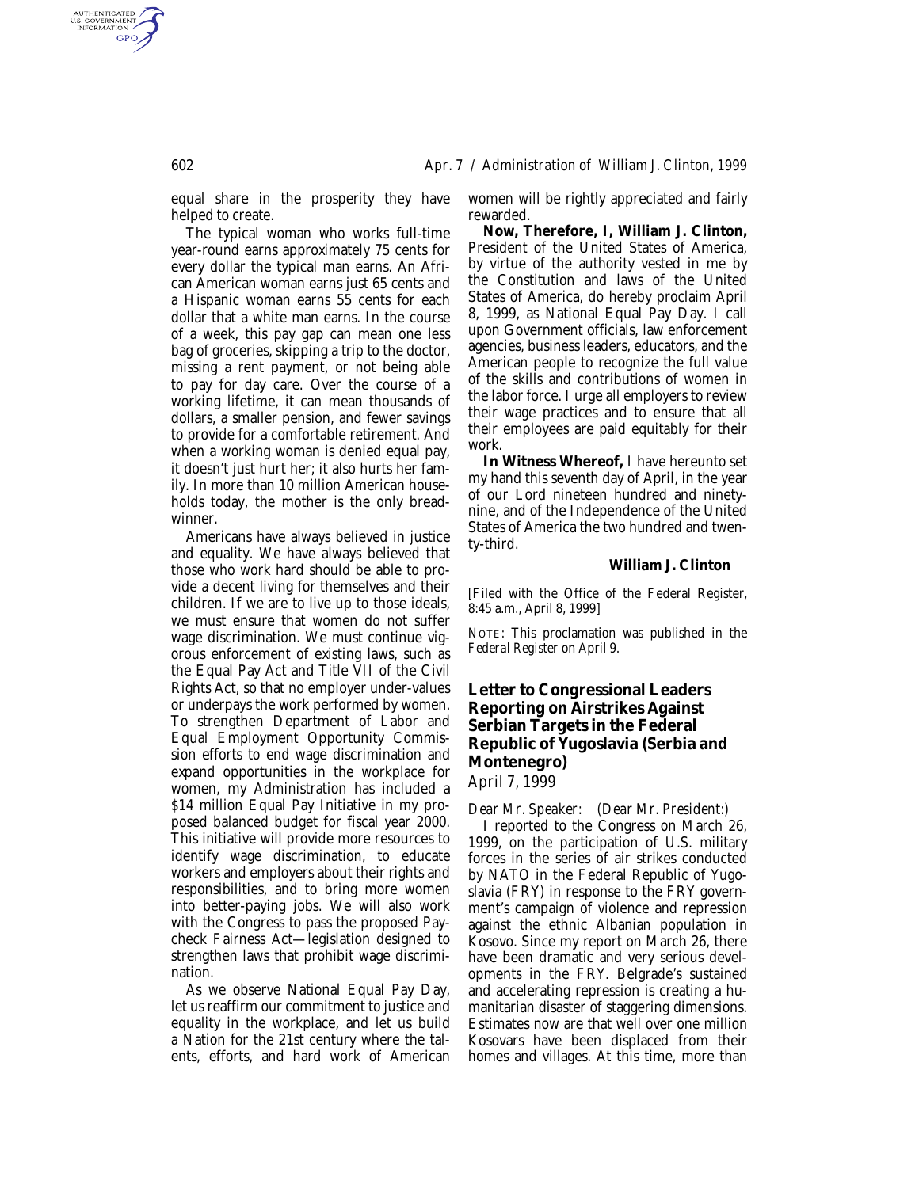equal share in the prosperity they have helped to create.

The typical woman who works full-time year-round earns approximately 75 cents for every dollar the typical man earns. An African American woman earns just 65 cents and a Hispanic woman earns 55 cents for each dollar that a white man earns. In the course of a week, this pay gap can mean one less bag of groceries, skipping a trip to the doctor, missing a rent payment, or not being able to pay for day care. Over the course of a working lifetime, it can mean thousands of dollars, a smaller pension, and fewer savings to provide for a comfortable retirement. And when a working woman is denied equal pay, it doesn't just hurt her; it also hurts her family. In more than 10 million American households today, the mother is the only breadwinner.

Americans have always believed in justice and equality. We have always believed that those who work hard should be able to provide a decent living for themselves and their children. If we are to live up to those ideals, we must ensure that women do not suffer wage discrimination. We must continue vigorous enforcement of existing laws, such as the Equal Pay Act and Title VII of the Civil Rights Act, so that no employer under-values or underpays the work performed by women. To strengthen Department of Labor and Equal Employment Opportunity Commission efforts to end wage discrimination and expand opportunities in the workplace for women, my Administration has included a $14 million Equal Pay Initiative in my proposed balanced budget for fiscal year 2000. This initiative will provide more resources to identify wage discrimination, to educate workers and employers about their rights and responsibilities, and to bring more women into better-paying jobs. We will also work with the Congress to pass the proposed Paycheck Fairness Act—legislation designed to strengthen laws that prohibit wage discrimination.

As we observe National Equal Pay Day, let us reaffirm our commitment to justice and equality in the workplace, and let us build a Nation for the 21st century where the talents, efforts, and hard work of American women will be rightly appreciated and fairly rewarded.

**Now, Therefore, I, William J. Clinton,** President of the United States of America, by virtue of the authority vested in me by the Constitution and laws of the United States of America, do hereby proclaim April 8, 1999, as National Equal Pay Day. I call upon Government officials, law enforcement agencies, business leaders, educators, and the American people to recognize the full value of the skills and contributions of women in the labor force. I urge all employers to review their wage practices and to ensure that all their employees are paid equitably for their work.

**In Witness Whereof,** I have hereunto set my hand this seventh day of April, in the year of our Lord nineteen hundred and ninety-nine, and of the Independence of the United States of America the two hundred and twenty-third.

**William J. Clinton**

[Filed with the Office of the Federal Register, 8:45 a.m., April 8, 1999]

NOTE: This proclamation was published in the *Federal Register* on April 9.

## Letter to Congressional Leaders Reporting on Airstrikes Against Serbian Targets in the Federal Republic of Yugoslavia (Serbia and Montenegro)

*April 7, 1999*

*Dear Mr. Speaker: (Dear Mr. President:)*

I reported to the Congress on March 26, 1999, on the participation of U.S. military forces in the series of air strikes conducted by NATO in the Federal Republic of Yugoslavia (FRY) in response to the FRY government's campaign of violence and repression against the ethnic Albanian population in Kosovo. Since my report on March 26, there have been dramatic and very serious developments in the FRY. Belgrade's sustained and accelerating repression is creating a humanitarian disaster of staggering dimensions. Estimates now are that well over one million Kosovars have been displaced from their homes and villages. At this time, more than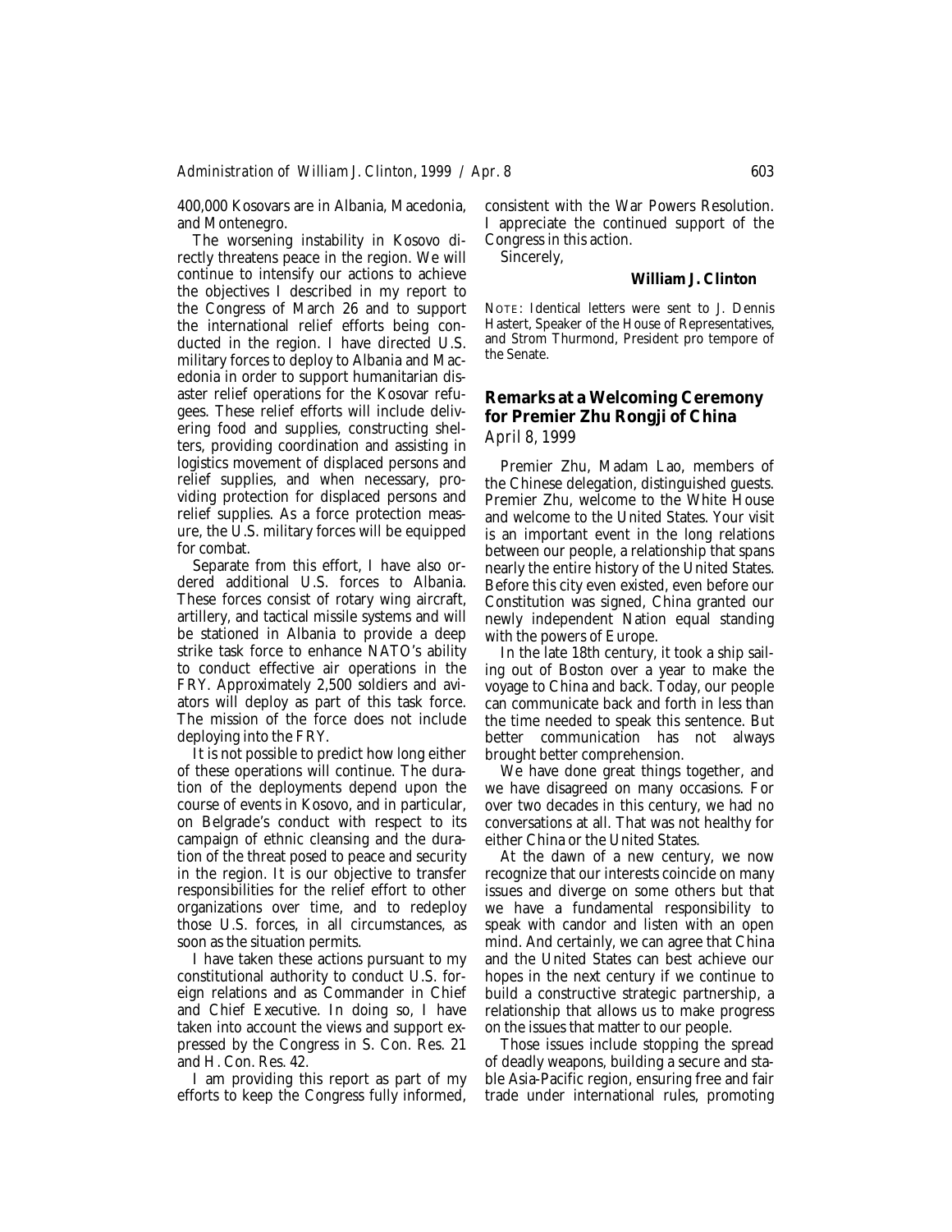400,000 Kosovars are in Albania, Macedonia, and Montenegro.

The worsening instability in Kosovo directly threatens peace in the region. We will continue to intensify our actions to achieve the objectives I described in my report to the Congress of March 26 and to support the international relief efforts being conducted in the region. I have directed U.S. military forces to deploy to Albania and Macedonia in order to support humanitarian disaster relief operations for the Kosovar refugees. These relief efforts will include delivering food and supplies, constructing shelters, providing coordination and assisting in logistics movement of displaced persons and relief supplies, and when necessary, providing protection for displaced persons and relief supplies. As a force protection measure, the U.S. military forces will be equipped for combat.

Separate from this effort, I have also ordered additional U.S. forces to Albania. These forces consist of rotary wing aircraft, artillery, and tactical missile systems and will be stationed in Albania to provide a deep strike task force to enhance NATO's ability to conduct effective air operations in the FRY. Approximately 2,500 soldiers and aviators will deploy as part of this task force. The mission of the force does not include deploying into the FRY.

It is not possible to predict how long either of these operations will continue. The duration of the deployments depend upon the course of events in Kosovo, and in particular, on Belgrade's conduct with respect to its campaign of ethnic cleansing and the duration of the threat posed to peace and security in the region. It is our objective to transfer responsibilities for the relief effort to other organizations over time, and to redeploy those U.S. forces, in all circumstances, as soon as the situation permits.

I have taken these actions pursuant to my constitutional authority to conduct U.S. foreign relations and as Commander in Chief and Chief Executive. In doing so, I have taken into account the views and support expressed by the Congress in S. Con. Res. 21 and H. Con. Res. 42.

I am providing this report as part of my efforts to keep the Congress fully informed, consistent with the War Powers Resolution. I appreciate the continued support of the Congress in this action.

Sincerely,

**William J. Clinton**

NOTE: Identical letters were sent to J. Dennis Hastert, Speaker of the House of Representatives, and Strom Thurmond, President pro tempore of the Senate.

## Remarks at a Welcoming Ceremony for Premier Zhu Rongji of China

*April 8, 1999*

Premier Zhu, Madam Lao, members of the Chinese delegation, distinguished guests. Premier Zhu, welcome to the White House and welcome to the United States. Your visit is an important event in the long relations between our people, a relationship that spans nearly the entire history of the United States. Before this city even existed, even before our Constitution was signed, China granted our newly independent Nation equal standing with the powers of Europe.

In the late 18th century, it took a ship sailing out of Boston over a year to make the voyage to China and back. Today, our people can communicate back and forth in less than the time needed to speak this sentence. But better communication has not always brought better comprehension.

We have done great things together, and we have disagreed on many occasions. For over two decades in this century, we had no conversations at all. That was not healthy for either China or the United States.

At the dawn of a new century, we now recognize that our interests coincide on many issues and diverge on some others but that we have a fundamental responsibility to speak with candor and listen with an open mind. And certainly, we can agree that China and the United States can best achieve our hopes in the next century if we continue to build a constructive strategic partnership, a relationship that allows us to make progress on the issues that matter to our people.

Those issues include stopping the spread of deadly weapons, building a secure and stable Asia-Pacific region, ensuring free and fair trade under international rules, promoting